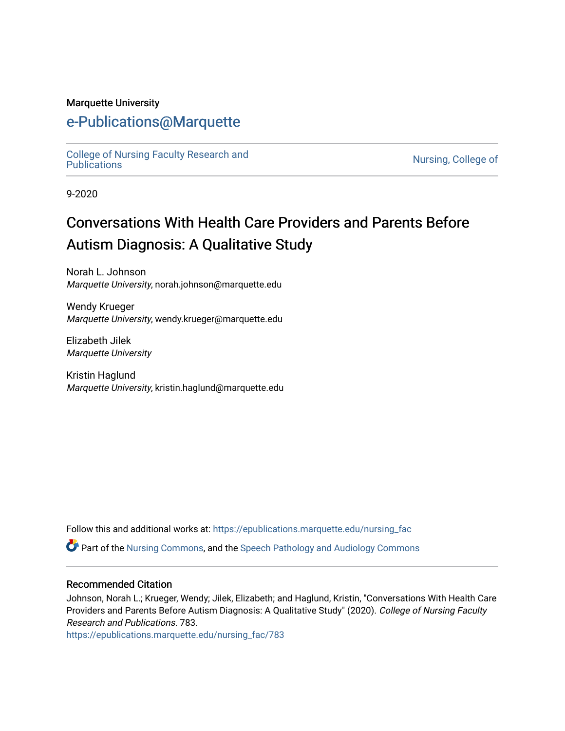Marquette University

# e-Publications@Marquette

College of Nursing Faculty Research and Publications

Nursing, College of

9-2020

# Conversations With Health Care Providers and Parents Before Autism Diagnosis: A Qualitative Study

Norah L. Johnson
*Marquette University*, norah.johnson@marquette.edu

Wendy Krueger
*Marquette University*, wendy.krueger@marquette.edu

Elizabeth Jilek
*Marquette University*

Kristin Haglund
*Marquette University*, kristin.haglund@marquette.edu

Follow this and additional works at: https://epublications.marquette.edu/nursing_fac

Part of the Nursing Commons, and the Speech Pathology and Audiology Commons

## Recommended Citation

Johnson, Norah L.; Krueger, Wendy; Jilek, Elizabeth; and Haglund, Kristin, "Conversations With Health Care Providers and Parents Before Autism Diagnosis: A Qualitative Study" (2020). *College of Nursing Faculty Research and Publications*. 783.
https://epublications.marquette.edu/nursing_fac/783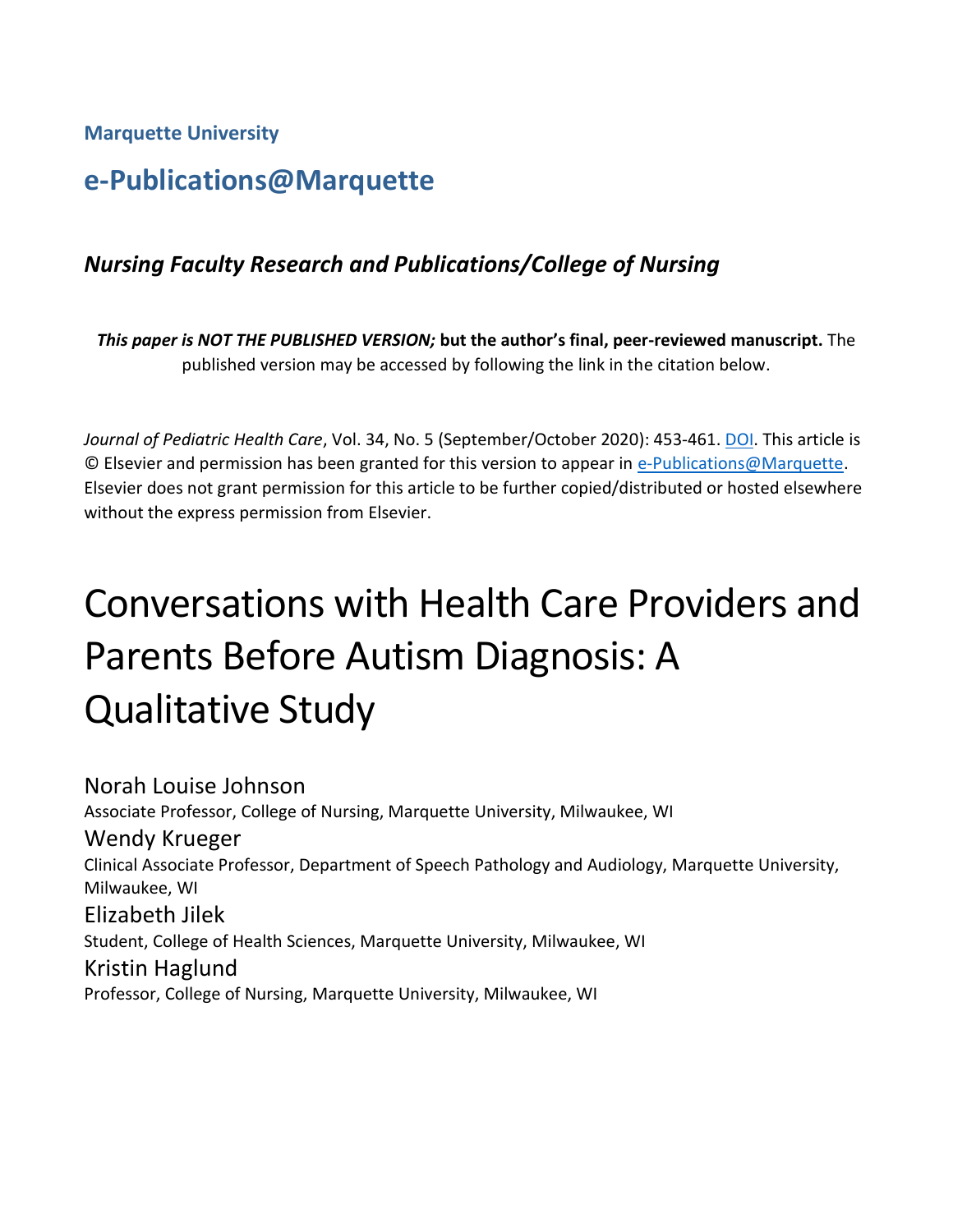**Marquette University**

## e-Publications@Marquette

### *Nursing Faculty Research and Publications/College of Nursing*

***This paper is NOT THE PUBLISHED VERSION;* but the author's final, peer-reviewed manuscript.** The published version may be accessed by following the link in the citation below.

*Journal of Pediatric Health Care*, Vol. 34, No. 5 (September/October 2020): 453-461. DOI. This article is © Elsevier and permission has been granted for this version to appear in e-Publications@Marquette. Elsevier does not grant permission for this article to be further copied/distributed or hosted elsewhere without the express permission from Elsevier.

# Conversations with Health Care Providers and Parents Before Autism Diagnosis: A Qualitative Study

Norah Louise Johnson
Associate Professor, College of Nursing, Marquette University, Milwaukee, WI

Wendy Krueger
Clinical Associate Professor, Department of Speech Pathology and Audiology, Marquette University, Milwaukee, WI

Elizabeth Jilek
Student, College of Health Sciences, Marquette University, Milwaukee, WI

Kristin Haglund
Professor, College of Nursing, Marquette University, Milwaukee, WI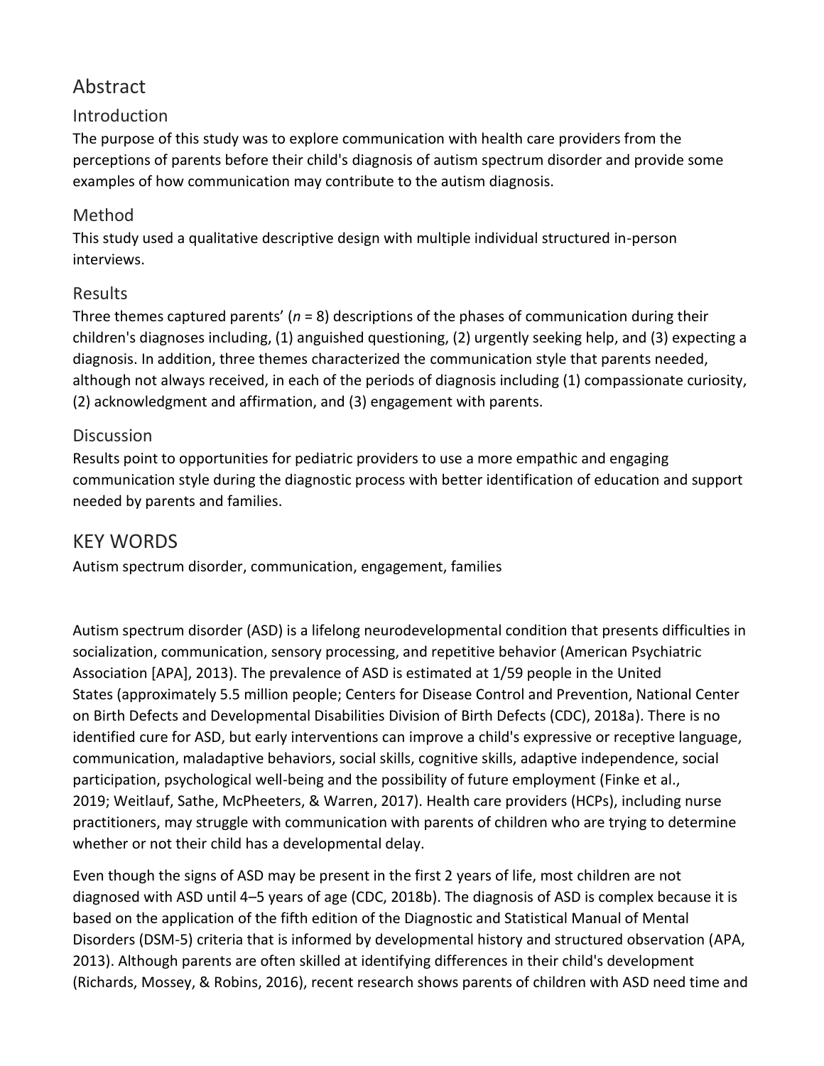## Abstract

### Introduction

The purpose of this study was to explore communication with health care providers from the perceptions of parents before their child's diagnosis of autism spectrum disorder and provide some examples of how communication may contribute to the autism diagnosis.

### Method

This study used a qualitative descriptive design with multiple individual structured in-person interviews.

### Results

Three themes captured parents' (*n* = 8) descriptions of the phases of communication during their children's diagnoses including, (1) anguished questioning, (2) urgently seeking help, and (3) expecting a diagnosis. In addition, three themes characterized the communication style that parents needed, although not always received, in each of the periods of diagnosis including (1) compassionate curiosity, (2) acknowledgment and affirmation, and (3) engagement with parents.

### Discussion

Results point to opportunities for pediatric providers to use a more empathic and engaging communication style during the diagnostic process with better identification of education and support needed by parents and families.

## KEY WORDS

Autism spectrum disorder, communication, engagement, families

Autism spectrum disorder (ASD) is a lifelong neurodevelopmental condition that presents difficulties in socialization, communication, sensory processing, and repetitive behavior (American Psychiatric Association [APA], 2013). The prevalence of ASD is estimated at 1/59 people in the United States (approximately 5.5 million people; Centers for Disease Control and Prevention, National Center on Birth Defects and Developmental Disabilities Division of Birth Defects (CDC), 2018a). There is no identified cure for ASD, but early interventions can improve a child's expressive or receptive language, communication, maladaptive behaviors, social skills, cognitive skills, adaptive independence, social participation, psychological well-being and the possibility of future employment (Finke et al., 2019; Weitlauf, Sathe, McPheeters, & Warren, 2017). Health care providers (HCPs), including nurse practitioners, may struggle with communication with parents of children who are trying to determine whether or not their child has a developmental delay.

Even though the signs of ASD may be present in the first 2 years of life, most children are not diagnosed with ASD until 4–5 years of age (CDC, 2018b). The diagnosis of ASD is complex because it is based on the application of the fifth edition of the Diagnostic and Statistical Manual of Mental Disorders (DSM-5) criteria that is informed by developmental history and structured observation (APA, 2013). Although parents are often skilled at identifying differences in their child's development (Richards, Mossey, & Robins, 2016), recent research shows parents of children with ASD need time and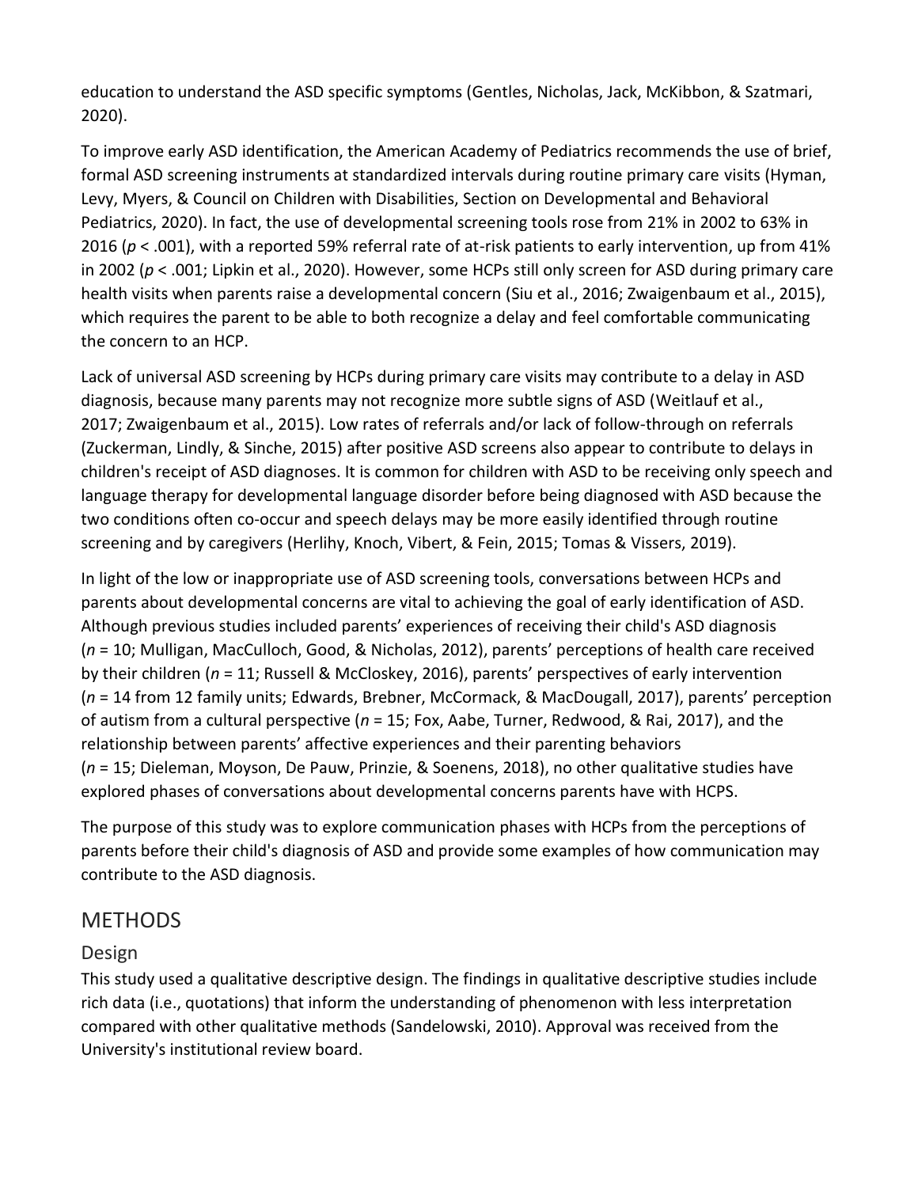education to understand the ASD specific symptoms (Gentles, Nicholas, Jack, McKibbon, & Szatmari, 2020).

To improve early ASD identification, the American Academy of Pediatrics recommends the use of brief, formal ASD screening instruments at standardized intervals during routine primary care visits (Hyman, Levy, Myers, & Council on Children with Disabilities, Section on Developmental and Behavioral Pediatrics, 2020). In fact, the use of developmental screening tools rose from 21% in 2002 to 63% in 2016 ($p < .001$), with a reported 59% referral rate of at-risk patients to early intervention, up from 41% in 2002 ($p < .001$; Lipkin et al., 2020). However, some HCPs still only screen for ASD during primary care health visits when parents raise a developmental concern (Siu et al., 2016; Zwaigenbaum et al., 2015), which requires the parent to be able to both recognize a delay and feel comfortable communicating the concern to an HCP.

Lack of universal ASD screening by HCPs during primary care visits may contribute to a delay in ASD diagnosis, because many parents may not recognize more subtle signs of ASD (Weitlauf et al., 2017; Zwaigenbaum et al., 2015). Low rates of referrals and/or lack of follow-through on referrals (Zuckerman, Lindly, & Sinche, 2015) after positive ASD screens also appear to contribute to delays in children's receipt of ASD diagnoses. It is common for children with ASD to be receiving only speech and language therapy for developmental language disorder before being diagnosed with ASD because the two conditions often co-occur and speech delays may be more easily identified through routine screening and by caregivers (Herlihy, Knoch, Vibert, & Fein, 2015; Tomas & Vissers, 2019).

In light of the low or inappropriate use of ASD screening tools, conversations between HCPs and parents about developmental concerns are vital to achieving the goal of early identification of ASD. Although previous studies included parents' experiences of receiving their child's ASD diagnosis ($n = 10$; Mulligan, MacCulloch, Good, & Nicholas, 2012), parents' perceptions of health care received by their children ($n = 11$; Russell & McCloskey, 2016), parents' perspectives of early intervention ($n = 14$ from 12 family units; Edwards, Brebner, McCormack, & MacDougall, 2017), parents' perception of autism from a cultural perspective ($n = 15$; Fox, Aabe, Turner, Redwood, & Rai, 2017), and the relationship between parents' affective experiences and their parenting behaviors ($n = 15$; Dieleman, Moyson, De Pauw, Prinzie, & Soenens, 2018), no other qualitative studies have explored phases of conversations about developmental concerns parents have with HCPS.

The purpose of this study was to explore communication phases with HCPs from the perceptions of parents before their child's diagnosis of ASD and provide some examples of how communication may contribute to the ASD diagnosis.

## METHODS

### Design

This study used a qualitative descriptive design. The findings in qualitative descriptive studies include rich data (i.e., quotations) that inform the understanding of phenomenon with less interpretation compared with other qualitative methods (Sandelowski, 2010). Approval was received from the University's institutional review board.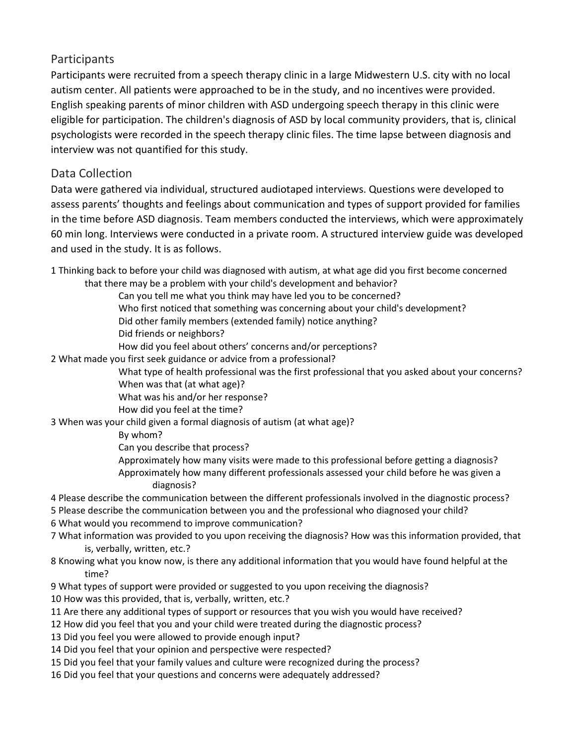## Participants

Participants were recruited from a speech therapy clinic in a large Midwestern U.S. city with no local autism center. All patients were approached to be in the study, and no incentives were provided. English speaking parents of minor children with ASD undergoing speech therapy in this clinic were eligible for participation. The children's diagnosis of ASD by local community providers, that is, clinical psychologists were recorded in the speech therapy clinic files. The time lapse between diagnosis and interview was not quantified for this study.

## Data Collection

Data were gathered via individual, structured audiotaped interviews. Questions were developed to assess parents' thoughts and feelings about communication and types of support provided for families in the time before ASD diagnosis. Team members conducted the interviews, which were approximately 60 min long. Interviews were conducted in a private room. A structured interview guide was developed and used in the study. It is as follows.

1 Thinking back to before your child was diagnosed with autism, at what age did you first become concerned that there may be a problem with your child's development and behavior?
  - Can you tell me what you think may have led you to be concerned?
  - Who first noticed that something was concerning about your child's development?
  - Did other family members (extended family) notice anything?
  - Did friends or neighbors?
  - How did you feel about others' concerns and/or perceptions?

2 What made you first seek guidance or advice from a professional?
  - What type of health professional was the first professional that you asked about your concerns?
  - When was that (at what age)?
  - What was his and/or her response?
  - How did you feel at the time?

3 When was your child given a formal diagnosis of autism (at what age)?
  - By whom?
  - Can you describe that process?
  - Approximately how many visits were made to this professional before getting a diagnosis?
  - Approximately how many different professionals assessed your child before he was given a diagnosis?

4 Please describe the communication between the different professionals involved in the diagnostic process?

5 Please describe the communication between you and the professional who diagnosed your child?

6 What would you recommend to improve communication?

7 What information was provided to you upon receiving the diagnosis? How was this information provided, that is, verbally, written, etc.?

8 Knowing what you know now, is there any additional information that you would have found helpful at the time?

9 What types of support were provided or suggested to you upon receiving the diagnosis?

10 How was this provided, that is, verbally, written, etc.?

11 Are there any additional types of support or resources that you wish you would have received?

12 How did you feel that you and your child were treated during the diagnostic process?

13 Did you feel you were allowed to provide enough input?

14 Did you feel that your opinion and perspective were respected?

15 Did you feel that your family values and culture were recognized during the process?

16 Did you feel that your questions and concerns were adequately addressed?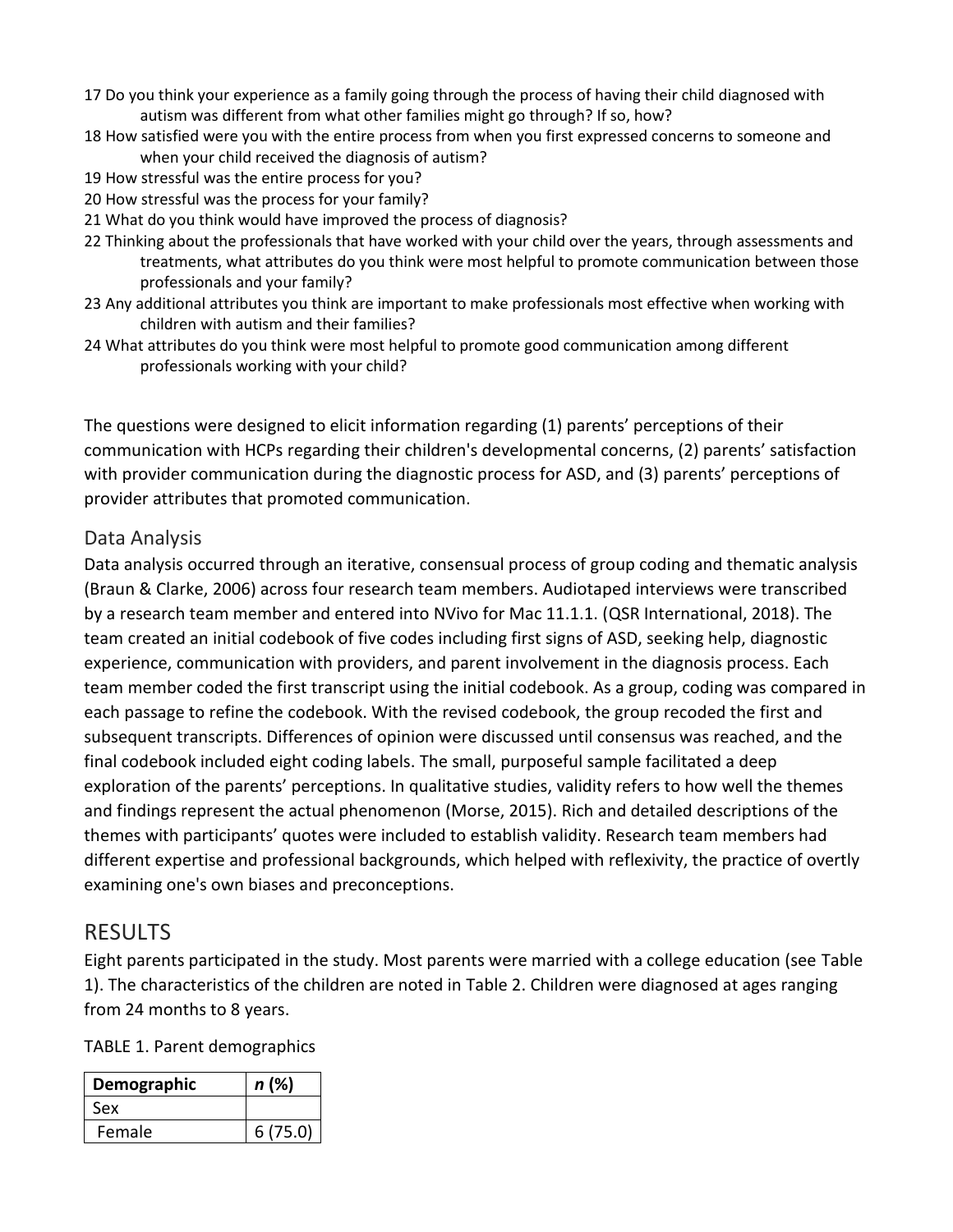17 Do you think your experience as a family going through the process of having their child diagnosed with autism was different from what other families might go through? If so, how?
18 How satisfied were you with the entire process from when you first expressed concerns to someone and when your child received the diagnosis of autism?
19 How stressful was the entire process for you?
20 How stressful was the process for your family?
21 What do you think would have improved the process of diagnosis?
22 Thinking about the professionals that have worked with your child over the years, through assessments and treatments, what attributes do you think were most helpful to promote communication between those professionals and your family?
23 Any additional attributes you think are important to make professionals most effective when working with children with autism and their families?
24 What attributes do you think were most helpful to promote good communication among different professionals working with your child?

The questions were designed to elicit information regarding (1) parents' perceptions of their communication with HCPs regarding their children's developmental concerns, (2) parents' satisfaction with provider communication during the diagnostic process for ASD, and (3) parents' perceptions of provider attributes that promoted communication.

## Data Analysis

Data analysis occurred through an iterative, consensual process of group coding and thematic analysis (Braun & Clarke, 2006) across four research team members. Audiotaped interviews were transcribed by a research team member and entered into NVivo for Mac 11.1.1. (QSR International, 2018). The team created an initial codebook of five codes including first signs of ASD, seeking help, diagnostic experience, communication with providers, and parent involvement in the diagnosis process. Each team member coded the first transcript using the initial codebook. As a group, coding was compared in each passage to refine the codebook. With the revised codebook, the group recoded the first and subsequent transcripts. Differences of opinion were discussed until consensus was reached, and the final codebook included eight coding labels. The small, purposeful sample facilitated a deep exploration of the parents' perceptions. In qualitative studies, validity refers to how well the themes and findings represent the actual phenomenon (Morse, 2015). Rich and detailed descriptions of the themes with participants' quotes were included to establish validity. Research team members had different expertise and professional backgrounds, which helped with reflexivity, the practice of overtly examining one's own biases and preconceptions.

# RESULTS

Eight parents participated in the study. Most parents were married with a college education (see Table 1). The characteristics of the children are noted in Table 2. Children were diagnosed at ages ranging from 24 months to 8 years.

TABLE 1. Parent demographics

| **Demographic** | ***n* (%)** |
|---|---|
| Sex | |
| Female | 6 (75.0) |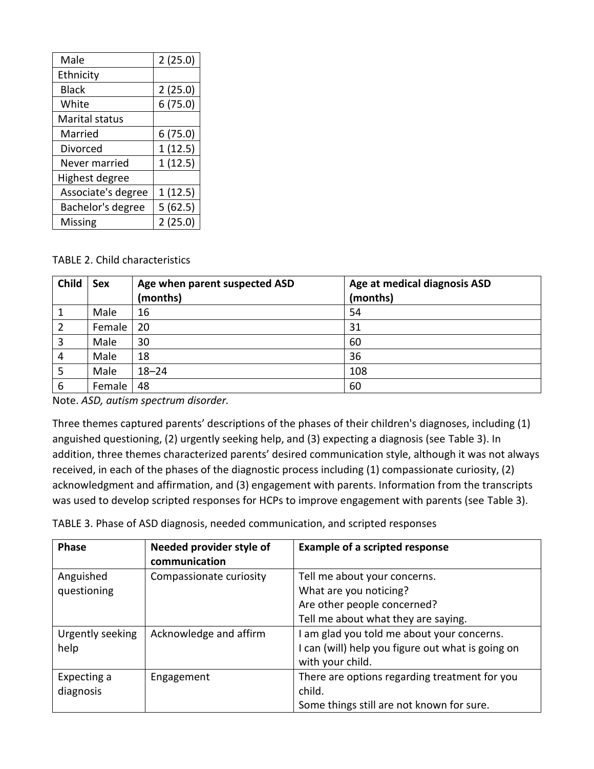| Male | 2 (25.0) |
|---|---|
| Ethnicity | |
| Black | 2 (25.0) |
| White | 6 (75.0) |
| Marital status | |
| Married | 6 (75.0) |
| Divorced | 1 (12.5) |
| Never married | 1 (12.5) |
| Highest degree | |
| Associate's degree | 1 (12.5) |
| Bachelor's degree | 5 (62.5) |
| Missing | 2 (25.0) |

TABLE 2. Child characteristics

| Child | Sex | Age when parent suspected ASD (months) | Age at medical diagnosis ASD (months) |
|---|---|---|---|
| 1 | Male | 16 | 54 |
| 2 | Female | 20 | 31 |
| 3 | Male | 30 | 60 |
| 4 | Male | 18 | 36 |
| 5 | Male | 18–24 | 108 |
| 6 | Female | 48 | 60 |

Note. *ASD, autism spectrum disorder.*

Three themes captured parents' descriptions of the phases of their children's diagnoses, including (1) anguished questioning, (2) urgently seeking help, and (3) expecting a diagnosis (see Table 3). In addition, three themes characterized parents' desired communication style, although it was not always received, in each of the phases of the diagnostic process including (1) compassionate curiosity, (2) acknowledgment and affirmation, and (3) engagement with parents. Information from the transcripts was used to develop scripted responses for HCPs to improve engagement with parents (see Table 3).

TABLE 3. Phase of ASD diagnosis, needed communication, and scripted responses

| Phase | Needed provider style of communication | Example of a scripted response |
|---|---|---|
| Anguished questioning | Compassionate curiosity | Tell me about your concerns.<br>What are you noticing?<br>Are other people concerned?<br>Tell me about what they are saying. |
| Urgently seeking help | Acknowledge and affirm | I am glad you told me about your concerns.<br>I can (will) help you figure out what is going on with your child. |
| Expecting a diagnosis | Engagement | There are options regarding treatment for you child.<br>Some things still are not known for sure. |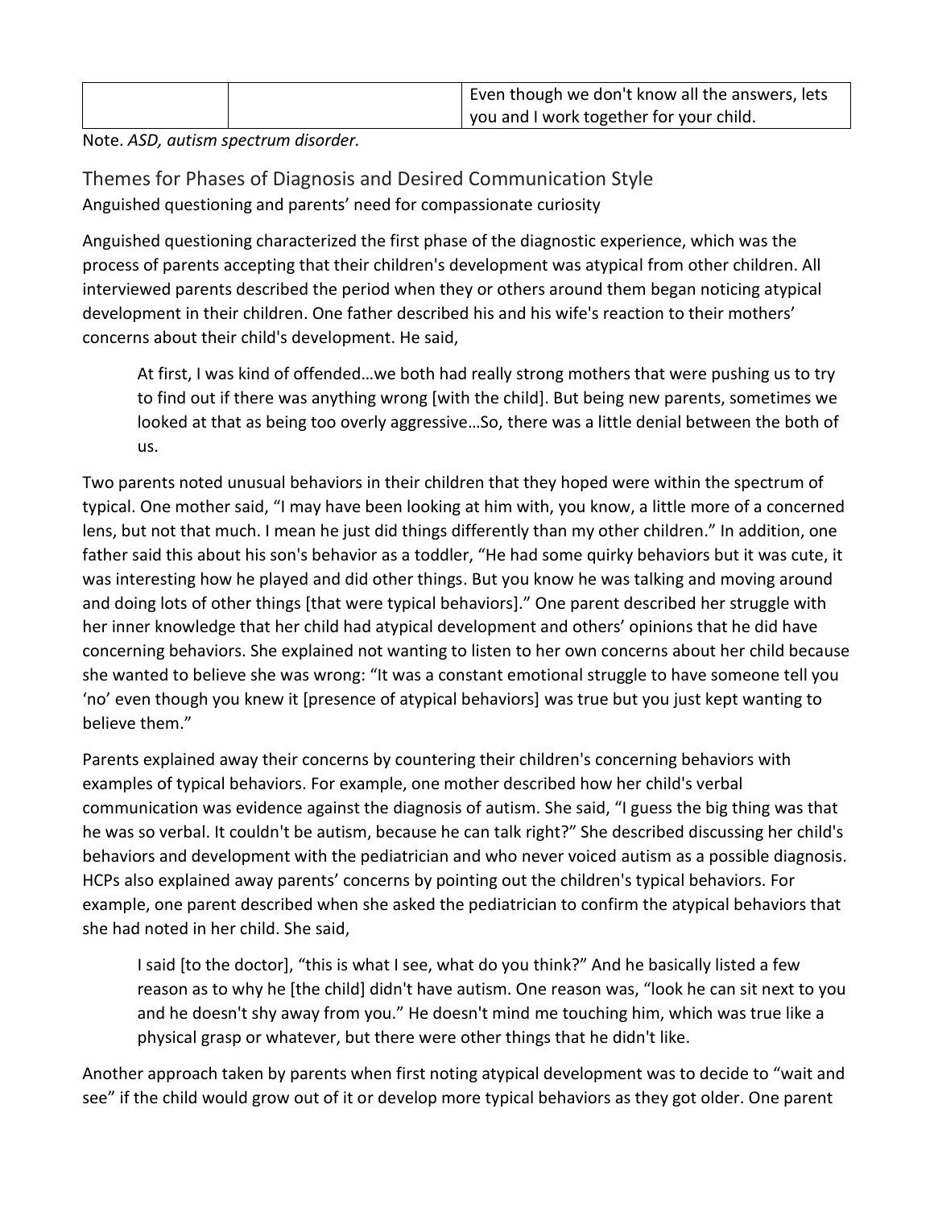| | | Even though we don't know all the answers, lets you and I work together for your child. |
|---|---|---|

Note. *ASD, autism spectrum disorder.*

## Themes for Phases of Diagnosis and Desired Communication Style

### Anguished questioning and parents' need for compassionate curiosity

Anguished questioning characterized the first phase of the diagnostic experience, which was the process of parents accepting that their children's development was atypical from other children. All interviewed parents described the period when they or others around them began noticing atypical development in their children. One father described his and his wife's reaction to their mothers' concerns about their child's development. He said,

> At first, I was kind of offended…we both had really strong mothers that were pushing us to try to find out if there was anything wrong [with the child]. But being new parents, sometimes we looked at that as being too overly aggressive…So, there was a little denial between the both of us.

Two parents noted unusual behaviors in their children that they hoped were within the spectrum of typical. One mother said, "I may have been looking at him with, you know, a little more of a concerned lens, but not that much. I mean he just did things differently than my other children." In addition, one father said this about his son's behavior as a toddler, "He had some quirky behaviors but it was cute, it was interesting how he played and did other things. But you know he was talking and moving around and doing lots of other things [that were typical behaviors]." One parent described her struggle with her inner knowledge that her child had atypical development and others' opinions that he did have concerning behaviors. She explained not wanting to listen to her own concerns about her child because she wanted to believe she was wrong: "It was a constant emotional struggle to have someone tell you 'no' even though you knew it [presence of atypical behaviors] was true but you just kept wanting to believe them."

Parents explained away their concerns by countering their children's concerning behaviors with examples of typical behaviors. For example, one mother described how her child's verbal communication was evidence against the diagnosis of autism. She said, "I guess the big thing was that he was so verbal. It couldn't be autism, because he can talk right?" She described discussing her child's behaviors and development with the pediatrician and who never voiced autism as a possible diagnosis. HCPs also explained away parents' concerns by pointing out the children's typical behaviors. For example, one parent described when she asked the pediatrician to confirm the atypical behaviors that she had noted in her child. She said,

> I said [to the doctor], "this is what I see, what do you think?" And he basically listed a few reason as to why he [the child] didn't have autism. One reason was, "look he can sit next to you and he doesn't shy away from you." He doesn't mind me touching him, which was true like a physical grasp or whatever, but there were other things that he didn't like.

Another approach taken by parents when first noting atypical development was to decide to "wait and see" if the child would grow out of it or develop more typical behaviors as they got older. One parent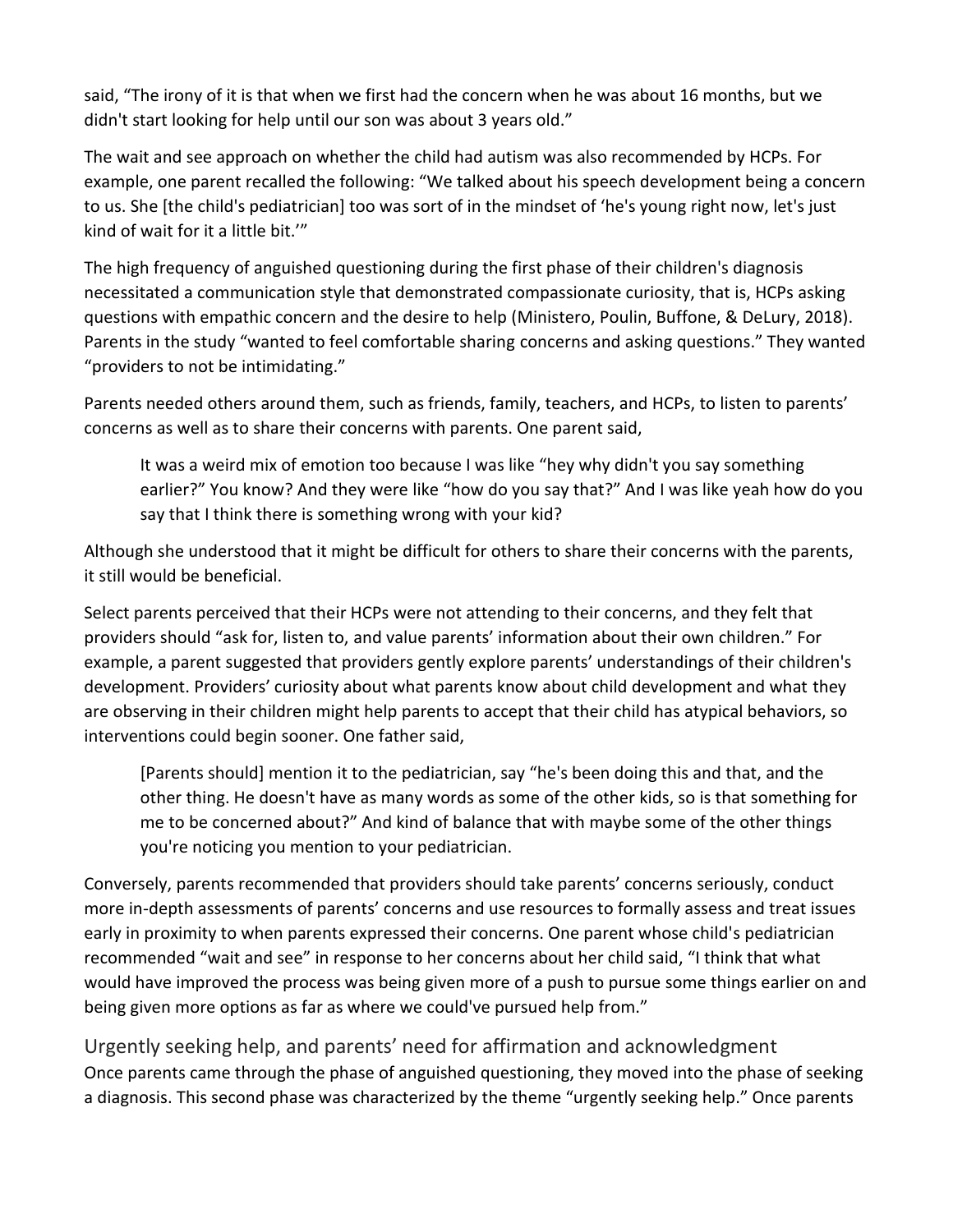said, "The irony of it is that when we first had the concern when he was about 16 months, but we didn't start looking for help until our son was about 3 years old."

The wait and see approach on whether the child had autism was also recommended by HCPs. For example, one parent recalled the following: "We talked about his speech development being a concern to us. She [the child's pediatrician] too was sort of in the mindset of 'he's young right now, let's just kind of wait for it a little bit.'"

The high frequency of anguished questioning during the first phase of their children's diagnosis necessitated a communication style that demonstrated compassionate curiosity, that is, HCPs asking questions with empathic concern and the desire to help (Ministero, Poulin, Buffone, & DeLury, 2018). Parents in the study "wanted to feel comfortable sharing concerns and asking questions." They wanted "providers to not be intimidating."

Parents needed others around them, such as friends, family, teachers, and HCPs, to listen to parents' concerns as well as to share their concerns with parents. One parent said,

> It was a weird mix of emotion too because I was like "hey why didn't you say something earlier?" You know? And they were like "how do you say that?" And I was like yeah how do you say that I think there is something wrong with your kid?

Although she understood that it might be difficult for others to share their concerns with the parents, it still would be beneficial.

Select parents perceived that their HCPs were not attending to their concerns, and they felt that providers should "ask for, listen to, and value parents' information about their own children." For example, a parent suggested that providers gently explore parents' understandings of their children's development. Providers' curiosity about what parents know about child development and what they are observing in their children might help parents to accept that their child has atypical behaviors, so interventions could begin sooner. One father said,

> [Parents should] mention it to the pediatrician, say "he's been doing this and that, and the other thing. He doesn't have as many words as some of the other kids, so is that something for me to be concerned about?" And kind of balance that with maybe some of the other things you're noticing you mention to your pediatrician.

Conversely, parents recommended that providers should take parents' concerns seriously, conduct more in-depth assessments of parents' concerns and use resources to formally assess and treat issues early in proximity to when parents expressed their concerns. One parent whose child's pediatrician recommended "wait and see" in response to her concerns about her child said, "I think that what would have improved the process was being given more of a push to pursue some things earlier on and being given more options as far as where we could've pursued help from."

## Urgently seeking help, and parents' need for affirmation and acknowledgment

Once parents came through the phase of anguished questioning, they moved into the phase of seeking a diagnosis. This second phase was characterized by the theme "urgently seeking help." Once parents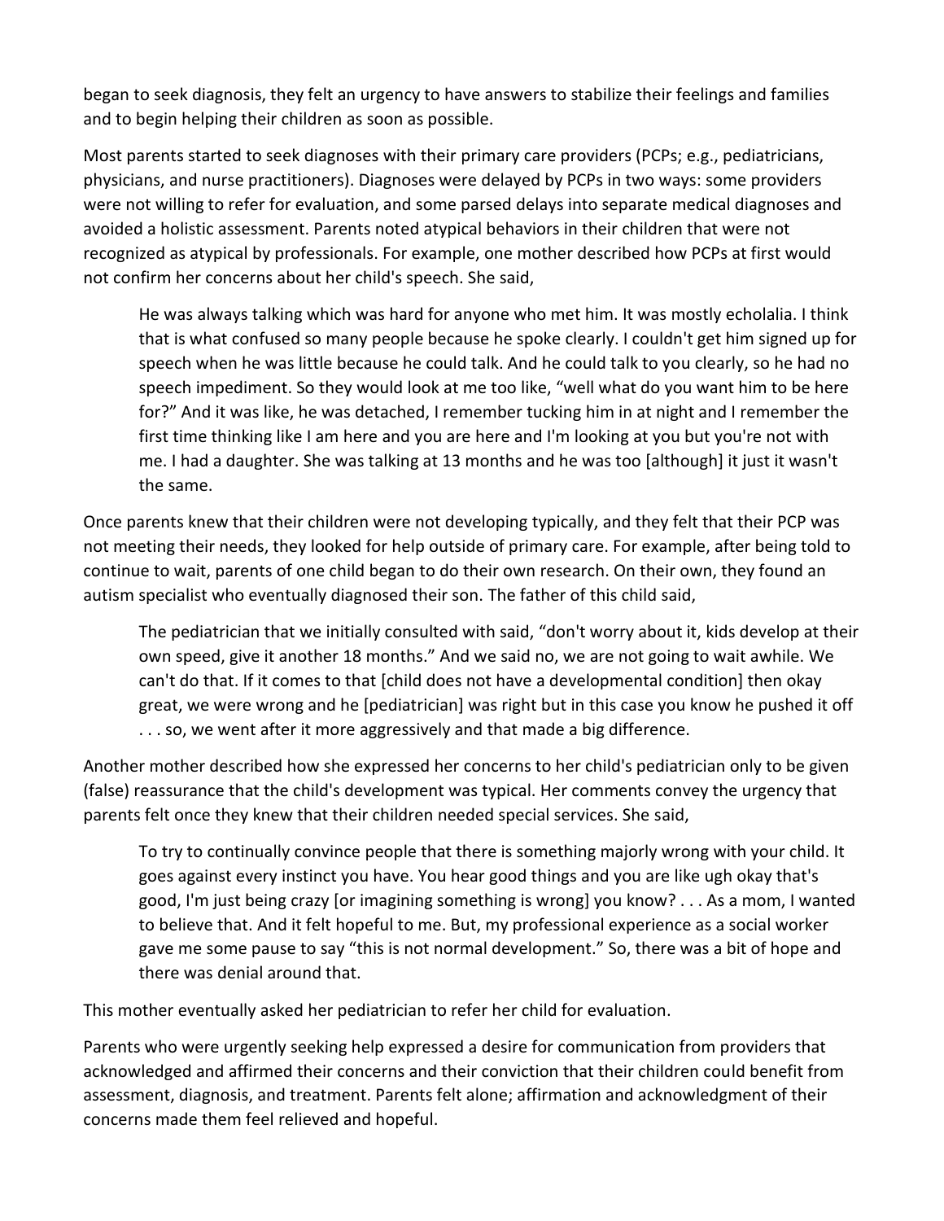began to seek diagnosis, they felt an urgency to have answers to stabilize their feelings and families and to begin helping their children as soon as possible.

Most parents started to seek diagnoses with their primary care providers (PCPs; e.g., pediatricians, physicians, and nurse practitioners). Diagnoses were delayed by PCPs in two ways: some providers were not willing to refer for evaluation, and some parsed delays into separate medical diagnoses and avoided a holistic assessment. Parents noted atypical behaviors in their children that were not recognized as atypical by professionals. For example, one mother described how PCPs at first would not confirm her concerns about her child's speech. She said,

> He was always talking which was hard for anyone who met him. It was mostly echolalia. I think that is what confused so many people because he spoke clearly. I couldn't get him signed up for speech when he was little because he could talk. And he could talk to you clearly, so he had no speech impediment. So they would look at me too like, "well what do you want him to be here for?" And it was like, he was detached, I remember tucking him in at night and I remember the first time thinking like I am here and you are here and I'm looking at you but you're not with me. I had a daughter. She was talking at 13 months and he was too [although] it just it wasn't the same.

Once parents knew that their children were not developing typically, and they felt that their PCP was not meeting their needs, they looked for help outside of primary care. For example, after being told to continue to wait, parents of one child began to do their own research. On their own, they found an autism specialist who eventually diagnosed their son. The father of this child said,

> The pediatrician that we initially consulted with said, "don't worry about it, kids develop at their own speed, give it another 18 months." And we said no, we are not going to wait awhile. We can't do that. If it comes to that [child does not have a developmental condition] then okay great, we were wrong and he [pediatrician] was right but in this case you know he pushed it off . . . so, we went after it more aggressively and that made a big difference.

Another mother described how she expressed her concerns to her child's pediatrician only to be given (false) reassurance that the child's development was typical. Her comments convey the urgency that parents felt once they knew that their children needed special services. She said,

> To try to continually convince people that there is something majorly wrong with your child. It goes against every instinct you have. You hear good things and you are like ugh okay that's good, I'm just being crazy [or imagining something is wrong] you know? . . . As a mom, I wanted to believe that. And it felt hopeful to me. But, my professional experience as a social worker gave me some pause to say "this is not normal development." So, there was a bit of hope and there was denial around that.

This mother eventually asked her pediatrician to refer her child for evaluation.

Parents who were urgently seeking help expressed a desire for communication from providers that acknowledged and affirmed their concerns and their conviction that their children could benefit from assessment, diagnosis, and treatment. Parents felt alone; affirmation and acknowledgment of their concerns made them feel relieved and hopeful.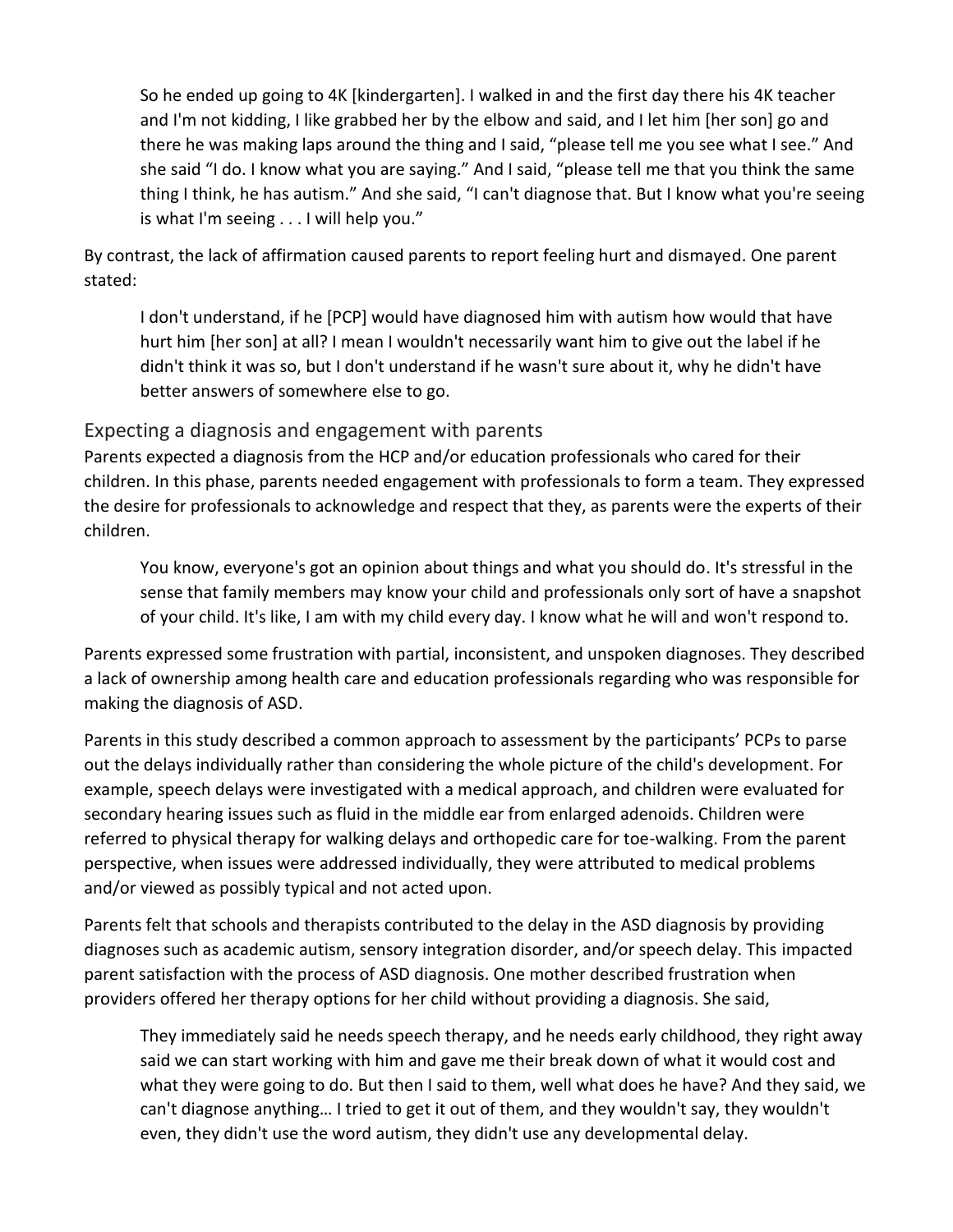> So he ended up going to 4K [kindergarten]. I walked in and the first day there his 4K teacher and I'm not kidding, I like grabbed her by the elbow and said, and I let him [her son] go and there he was making laps around the thing and I said, "please tell me you see what I see." And she said "I do. I know what you are saying." And I said, "please tell me that you think the same thing I think, he has autism." And she said, "I can't diagnose that. But I know what you're seeing is what I'm seeing . . . I will help you."

By contrast, the lack of affirmation caused parents to report feeling hurt and dismayed. One parent stated:

> I don't understand, if he [PCP] would have diagnosed him with autism how would that have hurt him [her son] at all? I mean I wouldn't necessarily want him to give out the label if he didn't think it was so, but I don't understand if he wasn't sure about it, why he didn't have better answers of somewhere else to go.

### Expecting a diagnosis and engagement with parents

Parents expected a diagnosis from the HCP and/or education professionals who cared for their children. In this phase, parents needed engagement with professionals to form a team. They expressed the desire for professionals to acknowledge and respect that they, as parents were the experts of their children.

> You know, everyone's got an opinion about things and what you should do. It's stressful in the sense that family members may know your child and professionals only sort of have a snapshot of your child. It's like, I am with my child every day. I know what he will and won't respond to.

Parents expressed some frustration with partial, inconsistent, and unspoken diagnoses. They described a lack of ownership among health care and education professionals regarding who was responsible for making the diagnosis of ASD.

Parents in this study described a common approach to assessment by the participants' PCPs to parse out the delays individually rather than considering the whole picture of the child's development. For example, speech delays were investigated with a medical approach, and children were evaluated for secondary hearing issues such as fluid in the middle ear from enlarged adenoids. Children were referred to physical therapy for walking delays and orthopedic care for toe-walking. From the parent perspective, when issues were addressed individually, they were attributed to medical problems and/or viewed as possibly typical and not acted upon.

Parents felt that schools and therapists contributed to the delay in the ASD diagnosis by providing diagnoses such as academic autism, sensory integration disorder, and/or speech delay. This impacted parent satisfaction with the process of ASD diagnosis. One mother described frustration when providers offered her therapy options for her child without providing a diagnosis. She said,

> They immediately said he needs speech therapy, and he needs early childhood, they right away said we can start working with him and gave me their break down of what it would cost and what they were going to do. But then I said to them, well what does he have? And they said, we can't diagnose anything… I tried to get it out of them, and they wouldn't say, they wouldn't even, they didn't use the word autism, they didn't use any developmental delay.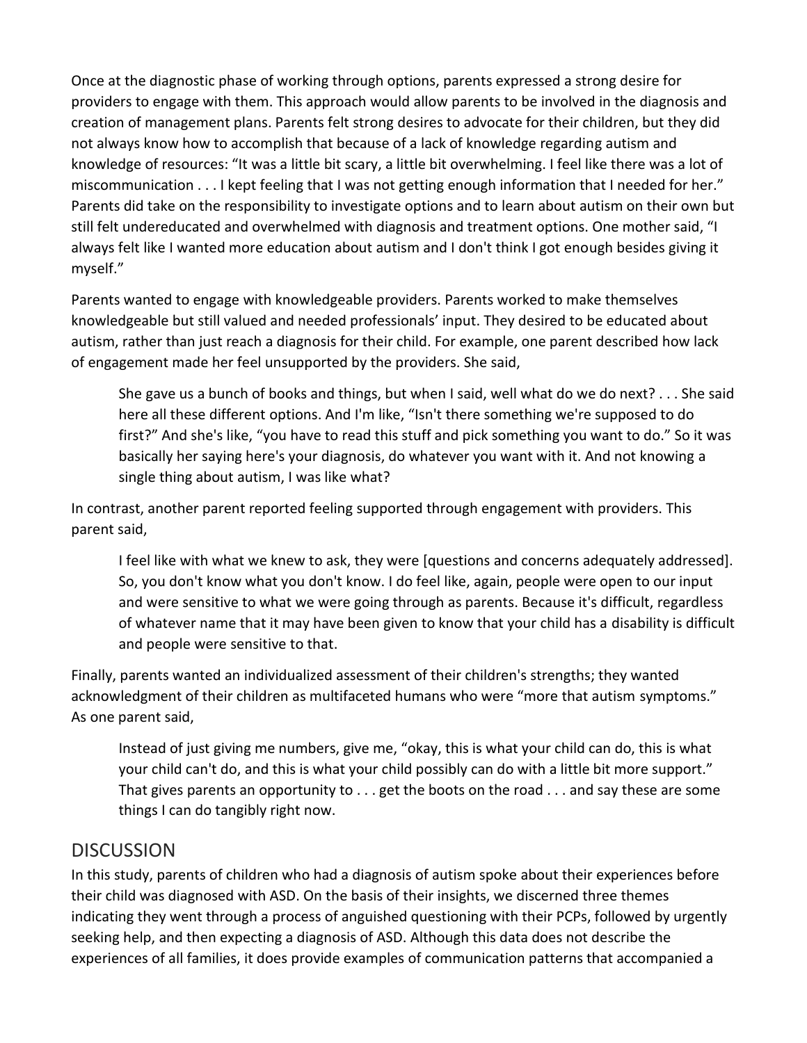Once at the diagnostic phase of working through options, parents expressed a strong desire for providers to engage with them. This approach would allow parents to be involved in the diagnosis and creation of management plans. Parents felt strong desires to advocate for their children, but they did not always know how to accomplish that because of a lack of knowledge regarding autism and knowledge of resources: "It was a little bit scary, a little bit overwhelming. I feel like there was a lot of miscommunication . . . I kept feeling that I was not getting enough information that I needed for her." Parents did take on the responsibility to investigate options and to learn about autism on their own but still felt undereducated and overwhelmed with diagnosis and treatment options. One mother said, "I always felt like I wanted more education about autism and I don't think I got enough besides giving it myself."

Parents wanted to engage with knowledgeable providers. Parents worked to make themselves knowledgeable but still valued and needed professionals' input. They desired to be educated about autism, rather than just reach a diagnosis for their child. For example, one parent described how lack of engagement made her feel unsupported by the providers. She said,

> She gave us a bunch of books and things, but when I said, well what do we do next? . . . She said here all these different options. And I'm like, "Isn't there something we're supposed to do first?" And she's like, "you have to read this stuff and pick something you want to do." So it was basically her saying here's your diagnosis, do whatever you want with it. And not knowing a single thing about autism, I was like what?

In contrast, another parent reported feeling supported through engagement with providers. This parent said,

> I feel like with what we knew to ask, they were [questions and concerns adequately addressed]. So, you don't know what you don't know. I do feel like, again, people were open to our input and were sensitive to what we were going through as parents. Because it's difficult, regardless of whatever name that it may have been given to know that your child has a disability is difficult and people were sensitive to that.

Finally, parents wanted an individualized assessment of their children's strengths; they wanted acknowledgment of their children as multifaceted humans who were "more that autism symptoms." As one parent said,

> Instead of just giving me numbers, give me, "okay, this is what your child can do, this is what your child can't do, and this is what your child possibly can do with a little bit more support." That gives parents an opportunity to . . . get the boots on the road . . . and say these are some things I can do tangibly right now.

## DISCUSSION

In this study, parents of children who had a diagnosis of autism spoke about their experiences before their child was diagnosed with ASD. On the basis of their insights, we discerned three themes indicating they went through a process of anguished questioning with their PCPs, followed by urgently seeking help, and then expecting a diagnosis of ASD. Although this data does not describe the experiences of all families, it does provide examples of communication patterns that accompanied a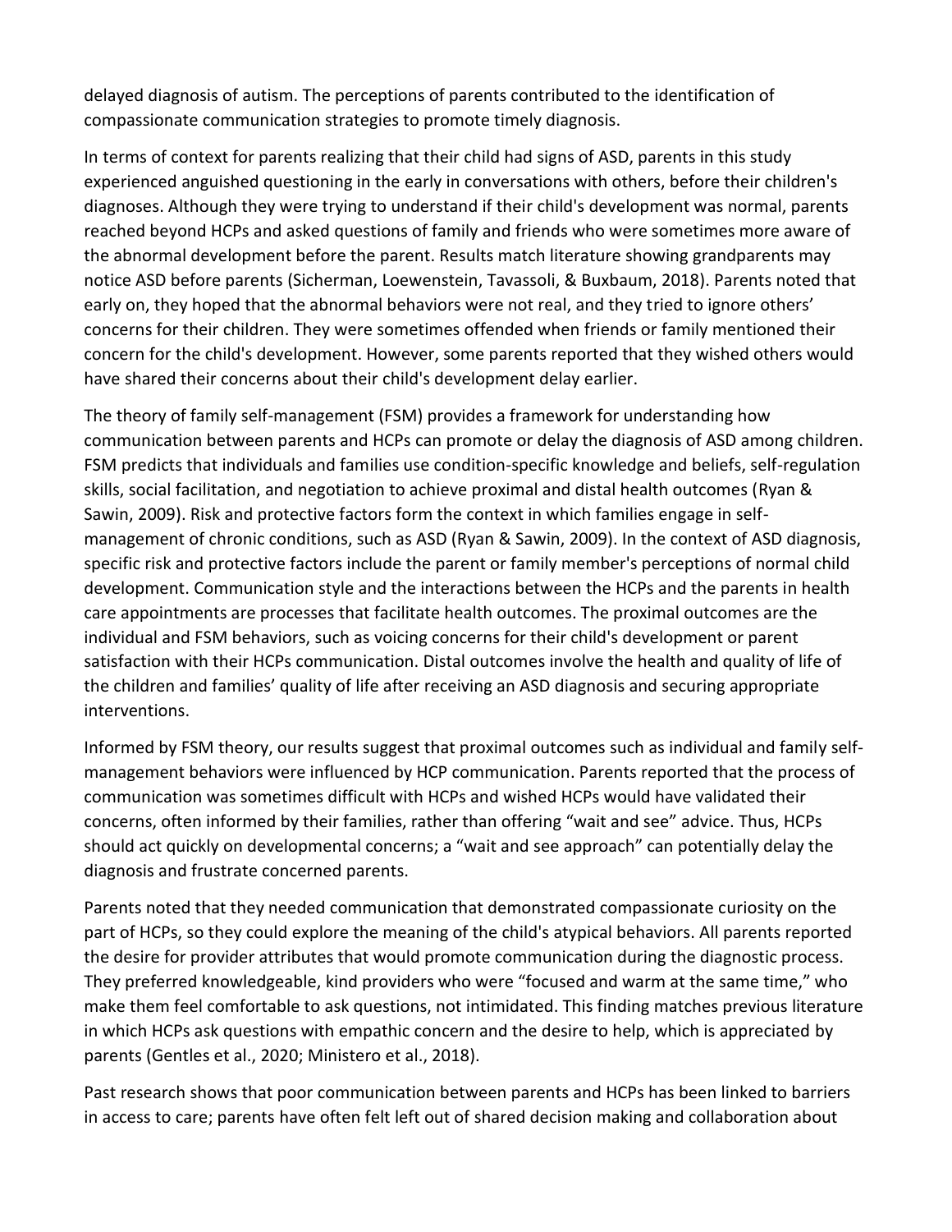delayed diagnosis of autism. The perceptions of parents contributed to the identification of compassionate communication strategies to promote timely diagnosis.

In terms of context for parents realizing that their child had signs of ASD, parents in this study experienced anguished questioning in the early in conversations with others, before their children's diagnoses. Although they were trying to understand if their child's development was normal, parents reached beyond HCPs and asked questions of family and friends who were sometimes more aware of the abnormal development before the parent. Results match literature showing grandparents may notice ASD before parents (Sicherman, Loewenstein, Tavassoli, & Buxbaum, 2018). Parents noted that early on, they hoped that the abnormal behaviors were not real, and they tried to ignore others' concerns for their children. They were sometimes offended when friends or family mentioned their concern for the child's development. However, some parents reported that they wished others would have shared their concerns about their child's development delay earlier.

The theory of family self-management (FSM) provides a framework for understanding how communication between parents and HCPs can promote or delay the diagnosis of ASD among children. FSM predicts that individuals and families use condition-specific knowledge and beliefs, self-regulation skills, social facilitation, and negotiation to achieve proximal and distal health outcomes (Ryan & Sawin, 2009). Risk and protective factors form the context in which families engage in self-management of chronic conditions, such as ASD (Ryan & Sawin, 2009). In the context of ASD diagnosis, specific risk and protective factors include the parent or family member's perceptions of normal child development. Communication style and the interactions between the HCPs and the parents in health care appointments are processes that facilitate health outcomes. The proximal outcomes are the individual and FSM behaviors, such as voicing concerns for their child's development or parent satisfaction with their HCPs communication. Distal outcomes involve the health and quality of life of the children and families' quality of life after receiving an ASD diagnosis and securing appropriate interventions.

Informed by FSM theory, our results suggest that proximal outcomes such as individual and family self-management behaviors were influenced by HCP communication. Parents reported that the process of communication was sometimes difficult with HCPs and wished HCPs would have validated their concerns, often informed by their families, rather than offering "wait and see" advice. Thus, HCPs should act quickly on developmental concerns; a "wait and see approach" can potentially delay the diagnosis and frustrate concerned parents.

Parents noted that they needed communication that demonstrated compassionate curiosity on the part of HCPs, so they could explore the meaning of the child's atypical behaviors. All parents reported the desire for provider attributes that would promote communication during the diagnostic process. They preferred knowledgeable, kind providers who were "focused and warm at the same time," who make them feel comfortable to ask questions, not intimidated. This finding matches previous literature in which HCPs ask questions with empathic concern and the desire to help, which is appreciated by parents (Gentles et al., 2020; Ministero et al., 2018).

Past research shows that poor communication between parents and HCPs has been linked to barriers in access to care; parents have often felt left out of shared decision making and collaboration about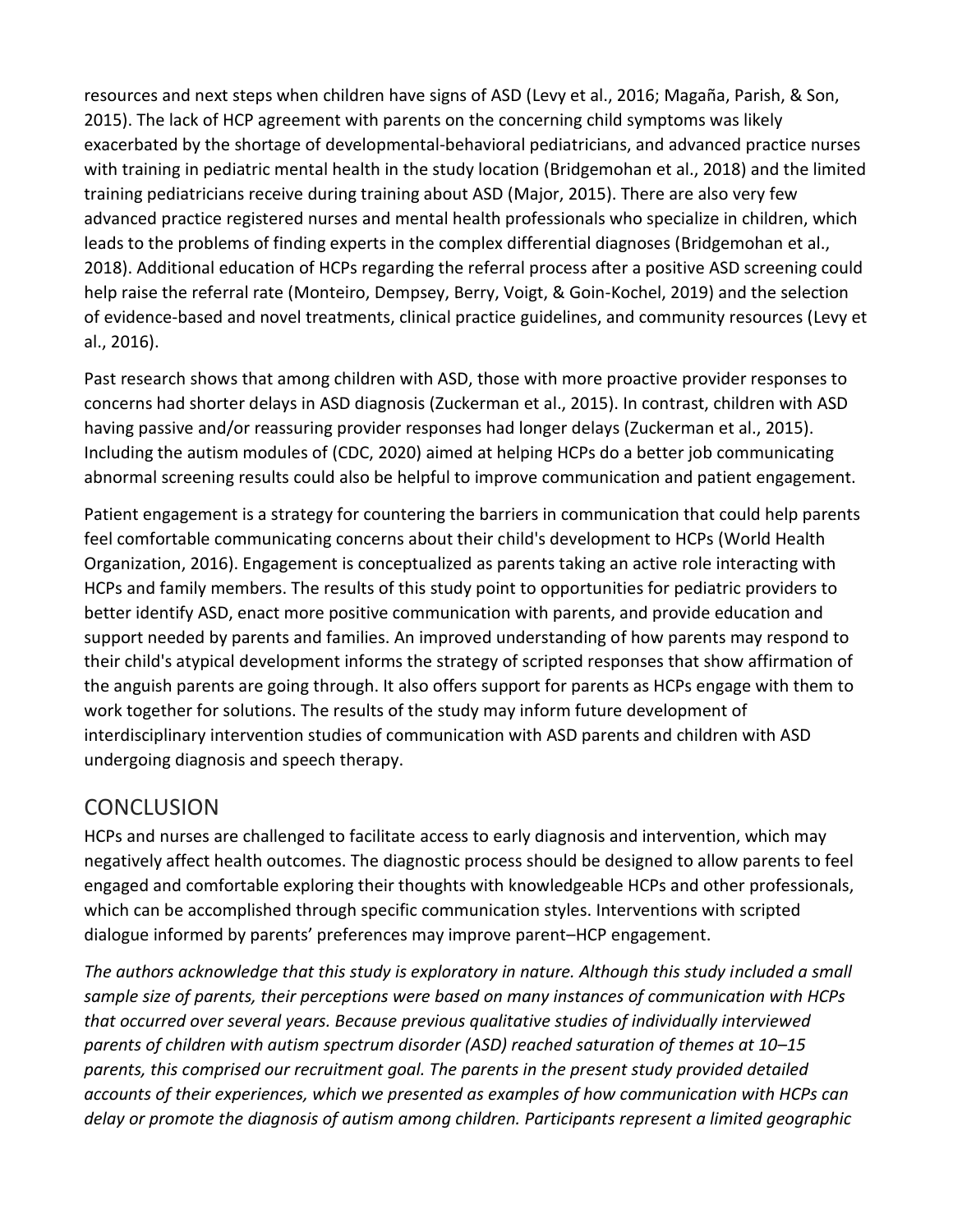resources and next steps when children have signs of ASD (Levy et al., 2016; Magaña, Parish, & Son, 2015). The lack of HCP agreement with parents on the concerning child symptoms was likely exacerbated by the shortage of developmental-behavioral pediatricians, and advanced practice nurses with training in pediatric mental health in the study location (Bridgemohan et al., 2018) and the limited training pediatricians receive during training about ASD (Major, 2015). There are also very few advanced practice registered nurses and mental health professionals who specialize in children, which leads to the problems of finding experts in the complex differential diagnoses (Bridgemohan et al., 2018). Additional education of HCPs regarding the referral process after a positive ASD screening could help raise the referral rate (Monteiro, Dempsey, Berry, Voigt, & Goin-Kochel, 2019) and the selection of evidence-based and novel treatments, clinical practice guidelines, and community resources (Levy et al., 2016).

Past research shows that among children with ASD, those with more proactive provider responses to concerns had shorter delays in ASD diagnosis (Zuckerman et al., 2015). In contrast, children with ASD having passive and/or reassuring provider responses had longer delays (Zuckerman et al., 2015). Including the autism modules of (CDC, 2020) aimed at helping HCPs do a better job communicating abnormal screening results could also be helpful to improve communication and patient engagement.

Patient engagement is a strategy for countering the barriers in communication that could help parents feel comfortable communicating concerns about their child's development to HCPs (World Health Organization, 2016). Engagement is conceptualized as parents taking an active role interacting with HCPs and family members. The results of this study point to opportunities for pediatric providers to better identify ASD, enact more positive communication with parents, and provide education and support needed by parents and families. An improved understanding of how parents may respond to their child's atypical development informs the strategy of scripted responses that show affirmation of the anguish parents are going through. It also offers support for parents as HCPs engage with them to work together for solutions. The results of the study may inform future development of interdisciplinary intervention studies of communication with ASD parents and children with ASD undergoing diagnosis and speech therapy.

## CONCLUSION

HCPs and nurses are challenged to facilitate access to early diagnosis and intervention, which may negatively affect health outcomes. The diagnostic process should be designed to allow parents to feel engaged and comfortable exploring their thoughts with knowledgeable HCPs and other professionals, which can be accomplished through specific communication styles. Interventions with scripted dialogue informed by parents' preferences may improve parent–HCP engagement.

*The authors acknowledge that this study is exploratory in nature. Although this study included a small sample size of parents, their perceptions were based on many instances of communication with HCPs that occurred over several years. Because previous qualitative studies of individually interviewed parents of children with autism spectrum disorder (ASD) reached saturation of themes at 10–15 parents, this comprised our recruitment goal. The parents in the present study provided detailed accounts of their experiences, which we presented as examples of how communication with HCPs can delay or promote the diagnosis of autism among children. Participants represent a limited geographic*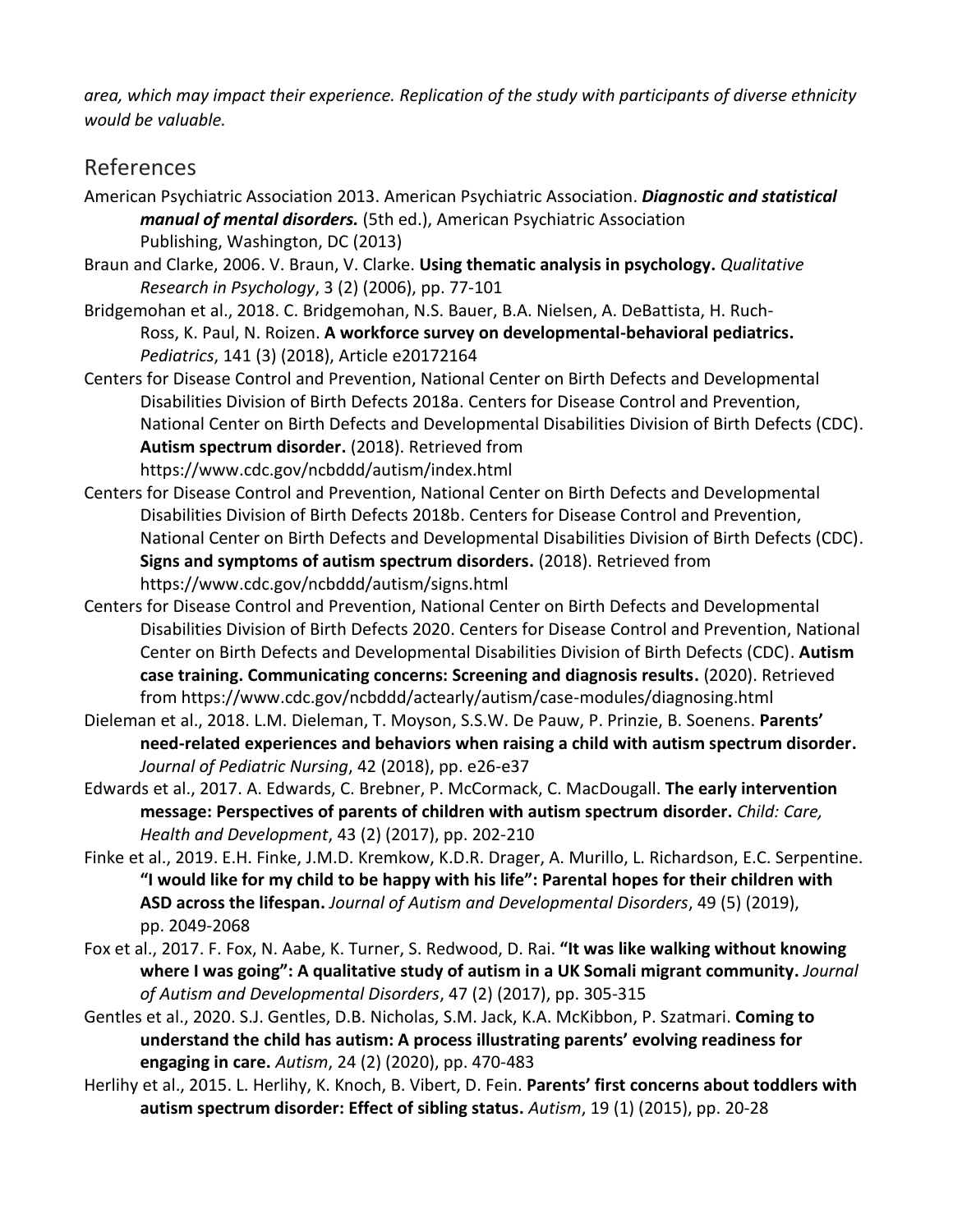*area, which may impact their experience. Replication of the study with participants of diverse ethnicity would be valuable.*

## References

American Psychiatric Association 2013. American Psychiatric Association. ***Diagnostic and statistical manual of mental disorders.*** (5th ed.), American Psychiatric Association Publishing, Washington, DC (2013)

Braun and Clarke, 2006. V. Braun, V. Clarke. **Using thematic analysis in psychology.** *Qualitative Research in Psychology*, 3 (2) (2006), pp. 77-101

Bridgemohan et al., 2018. C. Bridgemohan, N.S. Bauer, B.A. Nielsen, A. DeBattista, H. Ruch-Ross, K. Paul, N. Roizen. **A workforce survey on developmental-behavioral pediatrics.** *Pediatrics*, 141 (3) (2018), Article e20172164

Centers for Disease Control and Prevention, National Center on Birth Defects and Developmental Disabilities Division of Birth Defects 2018a. Centers for Disease Control and Prevention, National Center on Birth Defects and Developmental Disabilities Division of Birth Defects (CDC). **Autism spectrum disorder.** (2018). Retrieved from https://www.cdc.gov/ncbddd/autism/index.html

Centers for Disease Control and Prevention, National Center on Birth Defects and Developmental Disabilities Division of Birth Defects 2018b. Centers for Disease Control and Prevention, National Center on Birth Defects and Developmental Disabilities Division of Birth Defects (CDC). **Signs and symptoms of autism spectrum disorders.** (2018). Retrieved from https://www.cdc.gov/ncbddd/autism/signs.html

Centers for Disease Control and Prevention, National Center on Birth Defects and Developmental Disabilities Division of Birth Defects 2020. Centers for Disease Control and Prevention, National Center on Birth Defects and Developmental Disabilities Division of Birth Defects (CDC). **Autism case training. Communicating concerns: Screening and diagnosis results.** (2020). Retrieved from https://www.cdc.gov/ncbddd/actearly/autism/case-modules/diagnosing.html

Dieleman et al., 2018. L.M. Dieleman, T. Moyson, S.S.W. De Pauw, P. Prinzie, B. Soenens. **Parents' need-related experiences and behaviors when raising a child with autism spectrum disorder.** *Journal of Pediatric Nursing*, 42 (2018), pp. e26-e37

Edwards et al., 2017. A. Edwards, C. Brebner, P. McCormack, C. MacDougall. **The early intervention message: Perspectives of parents of children with autism spectrum disorder.** *Child: Care, Health and Development*, 43 (2) (2017), pp. 202-210

Finke et al., 2019. E.H. Finke, J.M.D. Kremkow, K.D.R. Drager, A. Murillo, L. Richardson, E.C. Serpentine. **"I would like for my child to be happy with his life": Parental hopes for their children with ASD across the lifespan.** *Journal of Autism and Developmental Disorders*, 49 (5) (2019), pp. 2049-2068

Fox et al., 2017. F. Fox, N. Aabe, K. Turner, S. Redwood, D. Rai. **"It was like walking without knowing where I was going": A qualitative study of autism in a UK Somali migrant community.** *Journal of Autism and Developmental Disorders*, 47 (2) (2017), pp. 305-315

Gentles et al., 2020. S.J. Gentles, D.B. Nicholas, S.M. Jack, K.A. McKibbon, P. Szatmari. **Coming to understand the child has autism: A process illustrating parents' evolving readiness for engaging in care.** *Autism*, 24 (2) (2020), pp. 470-483

Herlihy et al., 2015. L. Herlihy, K. Knoch, B. Vibert, D. Fein. **Parents' first concerns about toddlers with autism spectrum disorder: Effect of sibling status.** *Autism*, 19 (1) (2015), pp. 20-28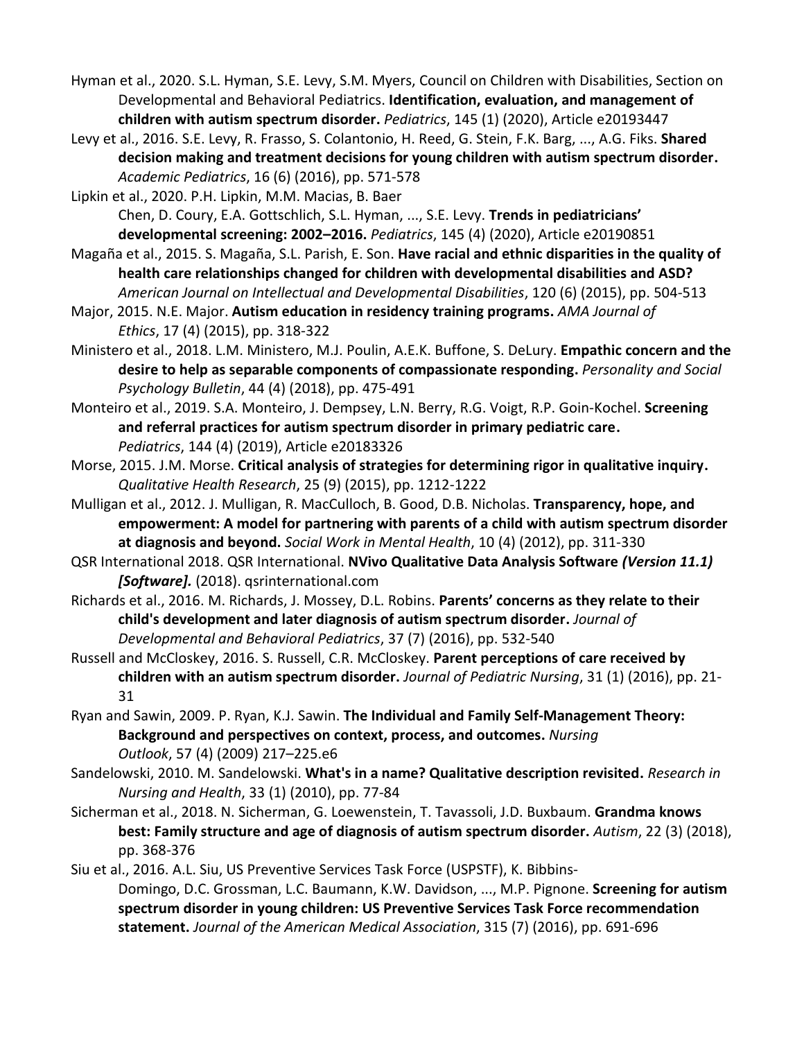Hyman et al., 2020. S.L. Hyman, S.E. Levy, S.M. Myers, Council on Children with Disabilities, Section on Developmental and Behavioral Pediatrics. **Identification, evaluation, and management of children with autism spectrum disorder.** *Pediatrics*, 145 (1) (2020), Article e20193447

Levy et al., 2016. S.E. Levy, R. Frasso, S. Colantonio, H. Reed, G. Stein, F.K. Barg, ..., A.G. Fiks. **Shared decision making and treatment decisions for young children with autism spectrum disorder.** *Academic Pediatrics*, 16 (6) (2016), pp. 571-578

Lipkin et al., 2020. P.H. Lipkin, M.M. Macias, B. Baer Chen, D. Coury, E.A. Gottschlich, S.L. Hyman, ..., S.E. Levy. **Trends in pediatricians' developmental screening: 2002–2016.** *Pediatrics*, 145 (4) (2020), Article e20190851

Magaña et al., 2015. S. Magaña, S.L. Parish, E. Son. **Have racial and ethnic disparities in the quality of health care relationships changed for children with developmental disabilities and ASD?** *American Journal on Intellectual and Developmental Disabilities*, 120 (6) (2015), pp. 504-513

Major, 2015. N.E. Major. **Autism education in residency training programs.** *AMA Journal of Ethics*, 17 (4) (2015), pp. 318-322

Ministero et al., 2018. L.M. Ministero, M.J. Poulin, A.E.K. Buffone, S. DeLury. **Empathic concern and the desire to help as separable components of compassionate responding.** *Personality and Social Psychology Bulletin*, 44 (4) (2018), pp. 475-491

Monteiro et al., 2019. S.A. Monteiro, J. Dempsey, L.N. Berry, R.G. Voigt, R.P. Goin-Kochel. **Screening and referral practices for autism spectrum disorder in primary pediatric care.** *Pediatrics*, 144 (4) (2019), Article e20183326

Morse, 2015. J.M. Morse. **Critical analysis of strategies for determining rigor in qualitative inquiry.** *Qualitative Health Research*, 25 (9) (2015), pp. 1212-1222

Mulligan et al., 2012. J. Mulligan, R. MacCulloch, B. Good, D.B. Nicholas. **Transparency, hope, and empowerment: A model for partnering with parents of a child with autism spectrum disorder at diagnosis and beyond.** *Social Work in Mental Health*, 10 (4) (2012), pp. 311-330

QSR International 2018. QSR International. **NVivo Qualitative Data Analysis Software *(Version 11.1) [Software].*** (2018). qsrinternational.com

Richards et al., 2016. M. Richards, J. Mossey, D.L. Robins. **Parents' concerns as they relate to their child's development and later diagnosis of autism spectrum disorder.** *Journal of Developmental and Behavioral Pediatrics*, 37 (7) (2016), pp. 532-540

Russell and McCloskey, 2016. S. Russell, C.R. McCloskey. **Parent perceptions of care received by children with an autism spectrum disorder.** *Journal of Pediatric Nursing*, 31 (1) (2016), pp. 21-31

Ryan and Sawin, 2009. P. Ryan, K.J. Sawin. **The Individual and Family Self-Management Theory: Background and perspectives on context, process, and outcomes.** *Nursing Outlook*, 57 (4) (2009) 217–225.e6

Sandelowski, 2010. M. Sandelowski. **What's in a name? Qualitative description revisited.** *Research in Nursing and Health*, 33 (1) (2010), pp. 77-84

Sicherman et al., 2018. N. Sicherman, G. Loewenstein, T. Tavassoli, J.D. Buxbaum. **Grandma knows best: Family structure and age of diagnosis of autism spectrum disorder.** *Autism*, 22 (3) (2018), pp. 368-376

Siu et al., 2016. A.L. Siu, US Preventive Services Task Force (USPSTF), K. Bibbins-Domingo, D.C. Grossman, L.C. Baumann, K.W. Davidson, ..., M.P. Pignone. **Screening for autism spectrum disorder in young children: US Preventive Services Task Force recommendation statement.** *Journal of the American Medical Association*, 315 (7) (2016), pp. 691-696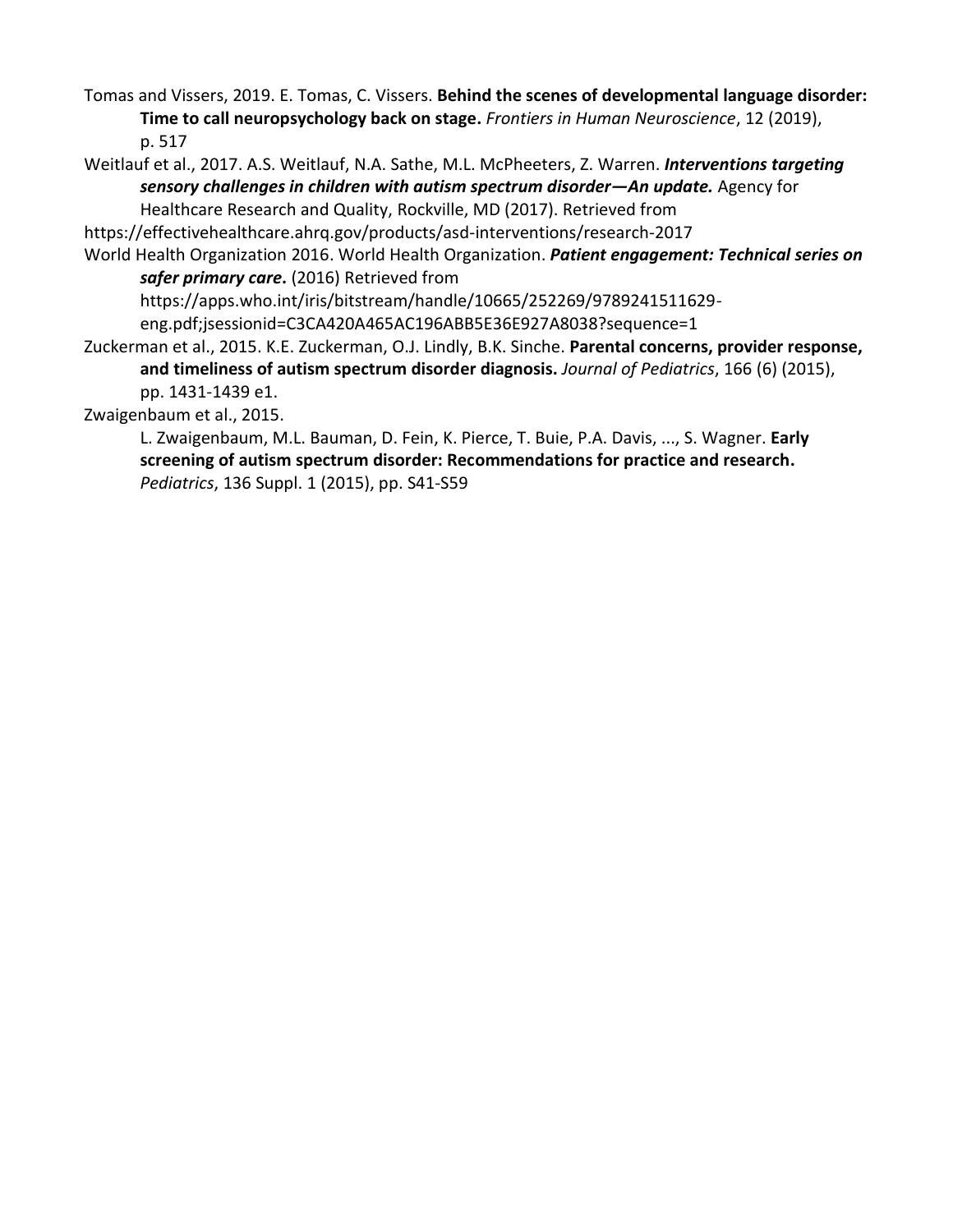Tomas and Vissers, 2019. E. Tomas, C. Vissers. **Behind the scenes of developmental language disorder: Time to call neuropsychology back on stage.** *Frontiers in Human Neuroscience*, 12 (2019), p. 517

Weitlauf et al., 2017. A.S. Weitlauf, N.A. Sathe, M.L. McPheeters, Z. Warren. ***Interventions targeting sensory challenges in children with autism spectrum disorder—An update.*** Agency for Healthcare Research and Quality, Rockville, MD (2017). Retrieved from https://effectivehealthcare.ahrq.gov/products/asd-interventions/research-2017

World Health Organization 2016. World Health Organization. ***Patient engagement: Technical series on safer primary care*.** (2016) Retrieved from https://apps.who.int/iris/bitstream/handle/10665/252269/9789241511629-eng.pdf;jsessionid=C3CA420A465AC196ABB5E36E927A8038?sequence=1

Zuckerman et al., 2015. K.E. Zuckerman, O.J. Lindly, B.K. Sinche. **Parental concerns, provider response, and timeliness of autism spectrum disorder diagnosis.** *Journal of Pediatrics*, 166 (6) (2015), pp. 1431-1439 e1.

Zwaigenbaum et al., 2015. L. Zwaigenbaum, M.L. Bauman, D. Fein, K. Pierce, T. Buie, P.A. Davis, ..., S. Wagner. **Early screening of autism spectrum disorder: Recommendations for practice and research.** *Pediatrics*, 136 Suppl. 1 (2015), pp. S41-S59